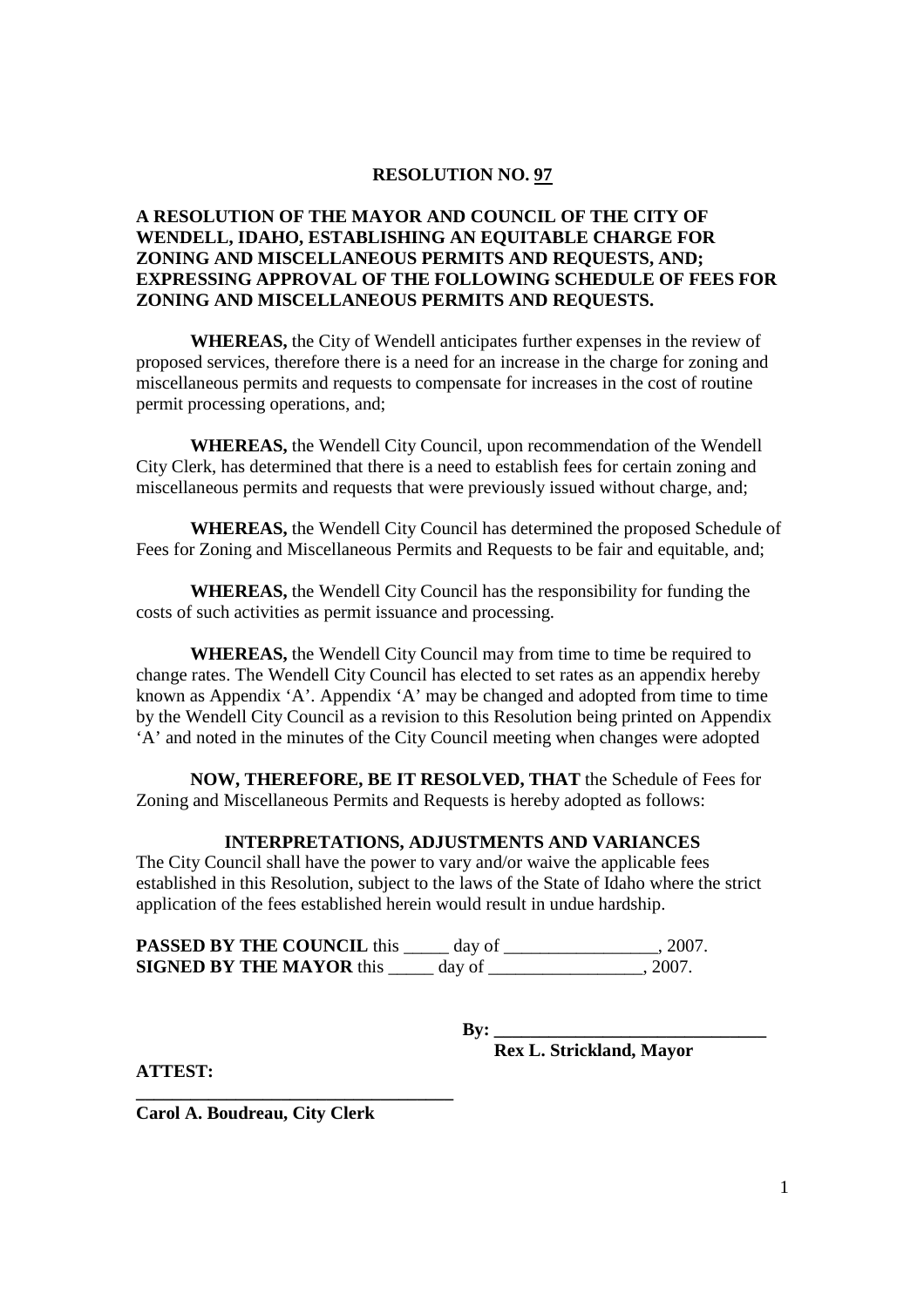# RESOLUTION NO. 97

**A RESOLUTION OF THE MAYOR AND COUNCIL OF THE CITY OF WENDELL, IDAHO, ESTABLISHING AN EQUITABLE CHARGE FOR ZONING AND MISCELLANEOUS PERMITS AND REQUESTS, AND; EXPRESSING APPROVAL OF THE FOLLOWING SCHEDULE OF FEES FOR ZONING AND MISCELLANEOUS PERMITS AND REQUESTS.**

**WHEREAS,** the City of Wendell anticipates further expenses in the review of proposed services, therefore there is a need for an increase in the charge for zoning and miscellaneous permits and requests to compensate for increases in the cost of routine permit processing operations, and;

**WHEREAS,** the Wendell City Council, upon recommendation of the Wendell City Clerk, has determined that there is a need to establish fees for certain zoning and miscellaneous permits and requests that were previously issued without charge, and;

**WHEREAS,** the Wendell City Council has determined the proposed Schedule of Fees for Zoning and Miscellaneous Permits and Requests to be fair and equitable, and;

**WHEREAS,** the Wendell City Council has the responsibility for funding the costs of such activities as permit issuance and processing.

**WHEREAS,** the Wendell City Council may from time to time be required to change rates. The Wendell City Council has elected to set rates as an appendix hereby known as Appendix 'A'. Appendix 'A' may be changed and adopted from time to time by the Wendell City Council as a revision to this Resolution being printed on Appendix 'A' and noted in the minutes of the City Council meeting when changes were adopted

**NOW, THEREFORE, BE IT RESOLVED, THAT** the Schedule of Fees for Zoning and Miscellaneous Permits and Requests is hereby adopted as follows:

### INTERPRETATIONS, ADJUSTMENTS AND VARIANCES

The City Council shall have the power to vary and/or waive the applicable fees established in this Resolution, subject to the laws of the State of Idaho where the strict application of the fees established herein would result in undue hardship.

**PASSED BY THE COUNCIL** this _____ day of _________________, 2007.
**SIGNED BY THE MAYOR** this _____ day of _________________, 2007.

**By: ______________________________**
**Rex L. Strickland, Mayor**

**ATTEST:**

**___________________________________**
**Carol A. Boudreau, City Clerk**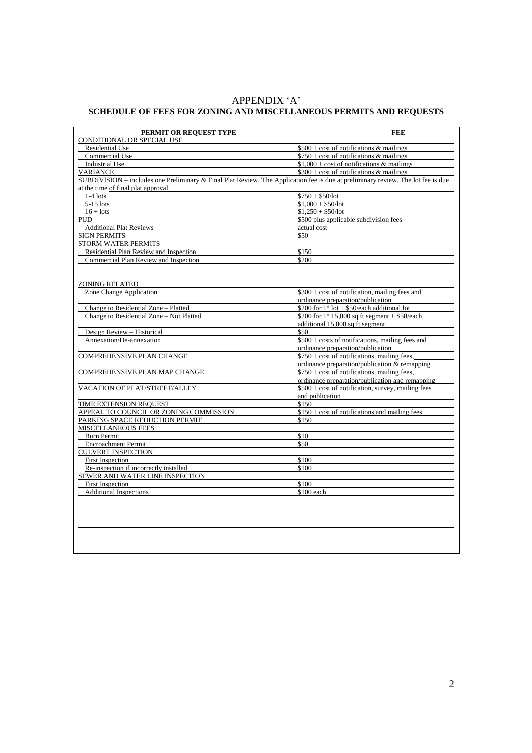# APPENDIX 'A'

## SCHEDULE OF FEES FOR ZONING AND MISCELLANEOUS PERMITS AND REQUESTS

| PERMIT OR REQUEST TYPE | FEE |
|---|---|
| CONDITIONAL OR SPECIAL USE | |
| Residential Use | $500 + cost of notifications & mailings |
| Commercial Use | $750 + cost of notifications & mailings |
| Industrial Use | $1,000 + cost of notifications & mailings |
| VARIANCE | $300 + cost of notifications & mailings |
| SUBDIVISION – includes one Preliminary & Final Plat Review. The Application fee is due at preliminary review. The lot fee is due at the time of final plat approval. | |
| 1-4 lots | $750 + $50/lot |
| 5-15 lots | $1,000 + $50/lot |
| 16 + lots | $1,250 + $50/lot |
| PUD | $500 plus applicable subdivision fees |
| Additional Plat Reviews | actual cost |
| SIGN PERMITS | $50 |
| STORM WATER PERMITS | |
| Residential Plan Review and Inspection | $150 |
| Commercial Plan Review and Inspection | $200 |
| ZONING RELATED | |
| Zone Change Application | $300 + cost of notification, mailing fees and ordinance preparation/publication |
| Change to Residential Zone – Platted | $200 for 1st lot + $50/each additional lot |
| Change to Residential Zone – Not Platted | $200 for 1st 15,000 sq ft segment + $50/each additional 15,000 sq ft segment |
| Design Review – Historical | $50 |
| Annexation/De-annexation | $500 + costs of notifications, mailing fees and ordinance preparation/publication |
| COMPREHENSIVE PLAN CHANGE | $750 + cost of notifications, mailing fees, ordinance preparation/publication & remapping |
| COMPREHENSIVE PLAN MAP CHANGE | $750 + cost of notifications, mailing fees, ordinance preparation/publication and remapping |
| VACATION OF PLAT/STREET/ALLEY | $500 + cost of notification, survey, mailing fees and publication |
| TIME EXTENSION REQUEST | $150 |
| APPEAL TO COUNCIL OR ZONING COMMISSION | $150 + cost of notifications and mailing fees |
| PARKING SPACE REDUCTION PERMIT | $150 |
| MISCELLANEOUS FEES | |
| Burn Permit | $10 |
| Encroachment Permit | $50 |
| CULVERT INSPECTION | |
| First Inspection | $100 |
| Re-inspection if incorrectly installed | $100 |
| SEWER AND WATER LINE INSPECTION | |
| First Inspection | $100 |
| Additional Inspections | $100 each |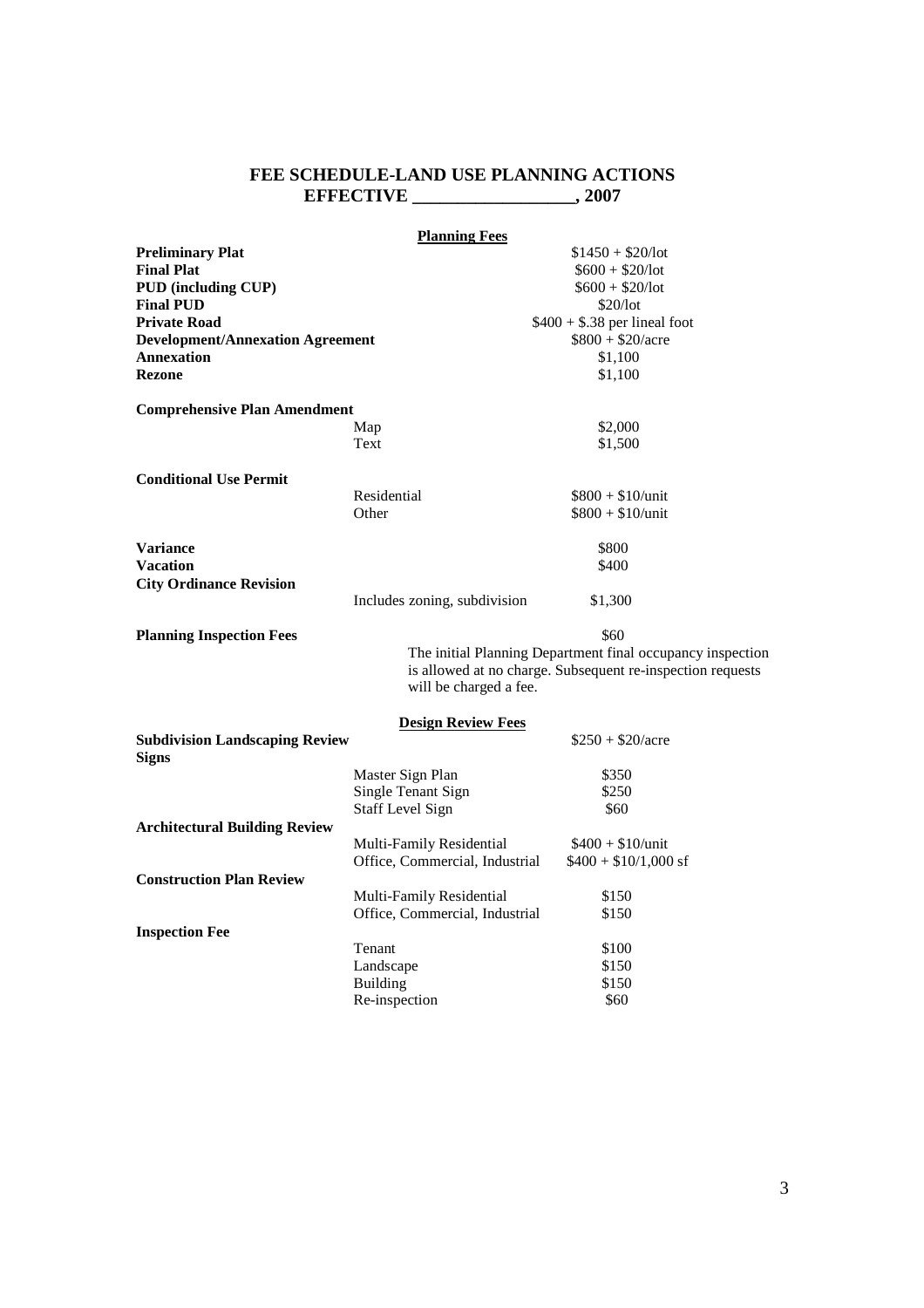# FEE SCHEDULE-LAND USE PLANNING ACTIONS
## EFFECTIVE _________________, 2007

### Planning Fees

| | | |
|---|---|---|
| **Preliminary Plat** | | $1450 + $20/lot |
| **Final Plat** | | $600 + $20/lot |
| **PUD (including CUP)** | | $600 + $20/lot |
| **Final PUD** | | $20/lot |
| **Private Road** | | $400 + $.38 per lineal foot |
| **Development/Annexation Agreement** | | $800 + $20/acre |
| **Annexation** | | $1,100 |
| **Rezone** | | $1,100 |
| **Comprehensive Plan Amendment** | | |
| | Map | $2,000 |
| | Text | $1,500 |
| **Conditional Use Permit** | | |
| | Residential | $800 + $10/unit |
| | Other | $800 + $10/unit |
| **Variance** | | $800 |
| **Vacation** | | $400 |
| **City Ordinance Revision** | | |
| | Includes zoning, subdivision | $1,300 |
| **Planning Inspection Fees** | | $60 |

The initial Planning Department final occupancy inspection is allowed at no charge. Subsequent re-inspection requests will be charged a fee.

### Design Review Fees

| | | |
|---|---|---|
| **Subdivision Landscaping Review** | | $250 + $20/acre |
| **Signs** | | |
| | Master Sign Plan | $350 |
| | Single Tenant Sign | $250 |
| | Staff Level Sign | $60 |
| **Architectural Building Review** | | |
| | Multi-Family Residential | $400 + $10/unit |
| | Office, Commercial, Industrial | $400 + $10/1,000 sf |
| **Construction Plan Review** | | |
| | Multi-Family Residential | $150 |
| | Office, Commercial, Industrial | $150 |
| **Inspection Fee** | | |
| | Tenant | $100 |
| | Landscape | $150 |
| | Building | $150 |
| | Re-inspection | $60 |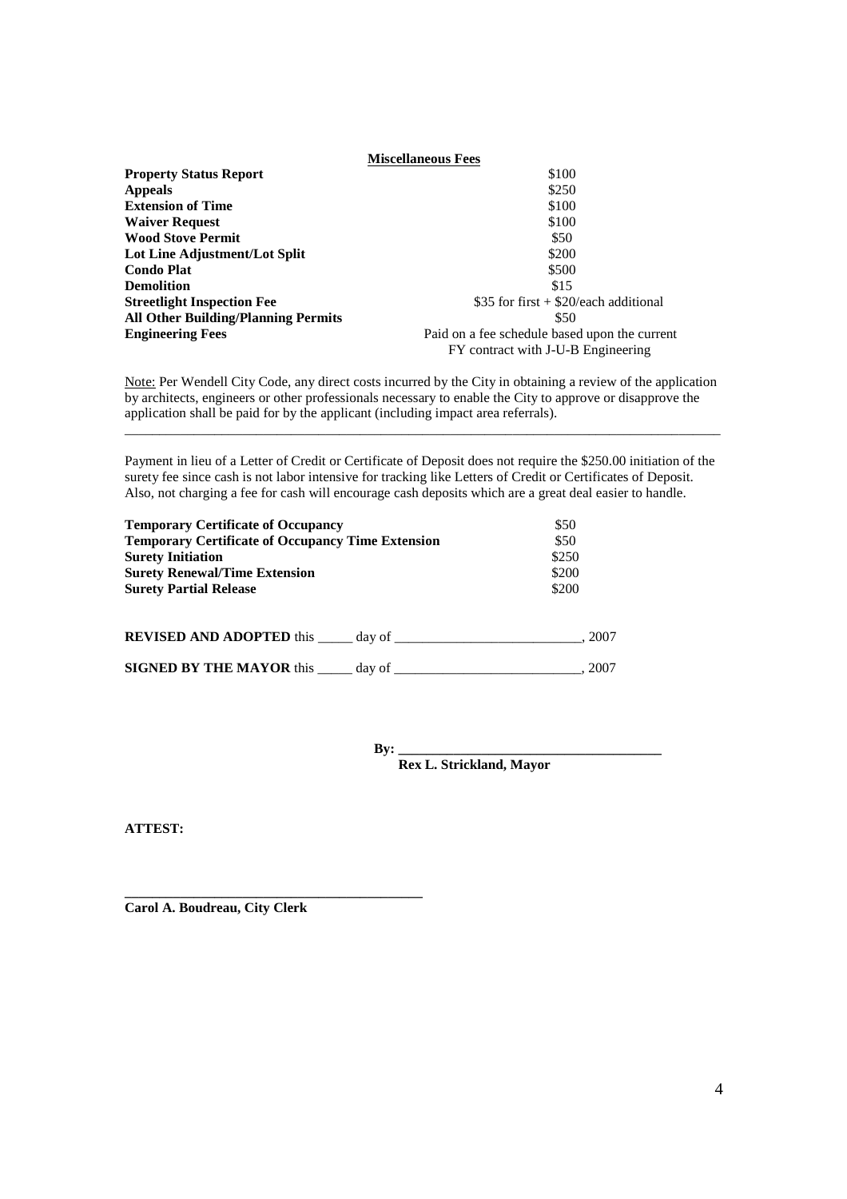**Miscellaneous Fees**

| | |
|---|---|
| **Property Status Report** | $100 |
| **Appeals** | $250 |
| **Extension of Time** | $100 |
| **Waiver Request** | $100 |
| **Wood Stove Permit** | $50 |
| **Lot Line Adjustment/Lot Split** | $200 |
| **Condo Plat** | $500 |
| **Demolition** | $15 |
| **Streetlight Inspection Fee** | $35 for first + $20/each additional |
| **All Other Building/Planning Permits** | $50 |
| **Engineering Fees** | Paid on a fee schedule based upon the current FY contract with J-U-B Engineering |

Note: Per Wendell City Code, any direct costs incurred by the City in obtaining a review of the application by architects, engineers or other professionals necessary to enable the City to approve or disapprove the application shall be paid for by the applicant (including impact area referrals).

---

Payment in lieu of a Letter of Credit or Certificate of Deposit does not require the $250.00 initiation of the surety fee since cash is not labor intensive for tracking like Letters of Credit or Certificates of Deposit. Also, not charging a fee for cash will encourage cash deposits which are a great deal easier to handle.

| | |
|---|---|
| **Temporary Certificate of Occupancy** | $50 |
| **Temporary Certificate of Occupancy Time Extension** | $50 |
| **Surety Initiation** | $250 |
| **Surety Renewal/Time Extension** | $200 |
| **Surety Partial Release** | $200 |

**REVISED AND ADOPTED** this _____ day of ___________________________, 2007

**SIGNED BY THE MAYOR** this _____ day of ___________________________, 2007

**By: ______________________________________**
**Rex L. Strickland, Mayor**

**ATTEST:**

**___________________________________________**
**Carol A. Boudreau, City Clerk**